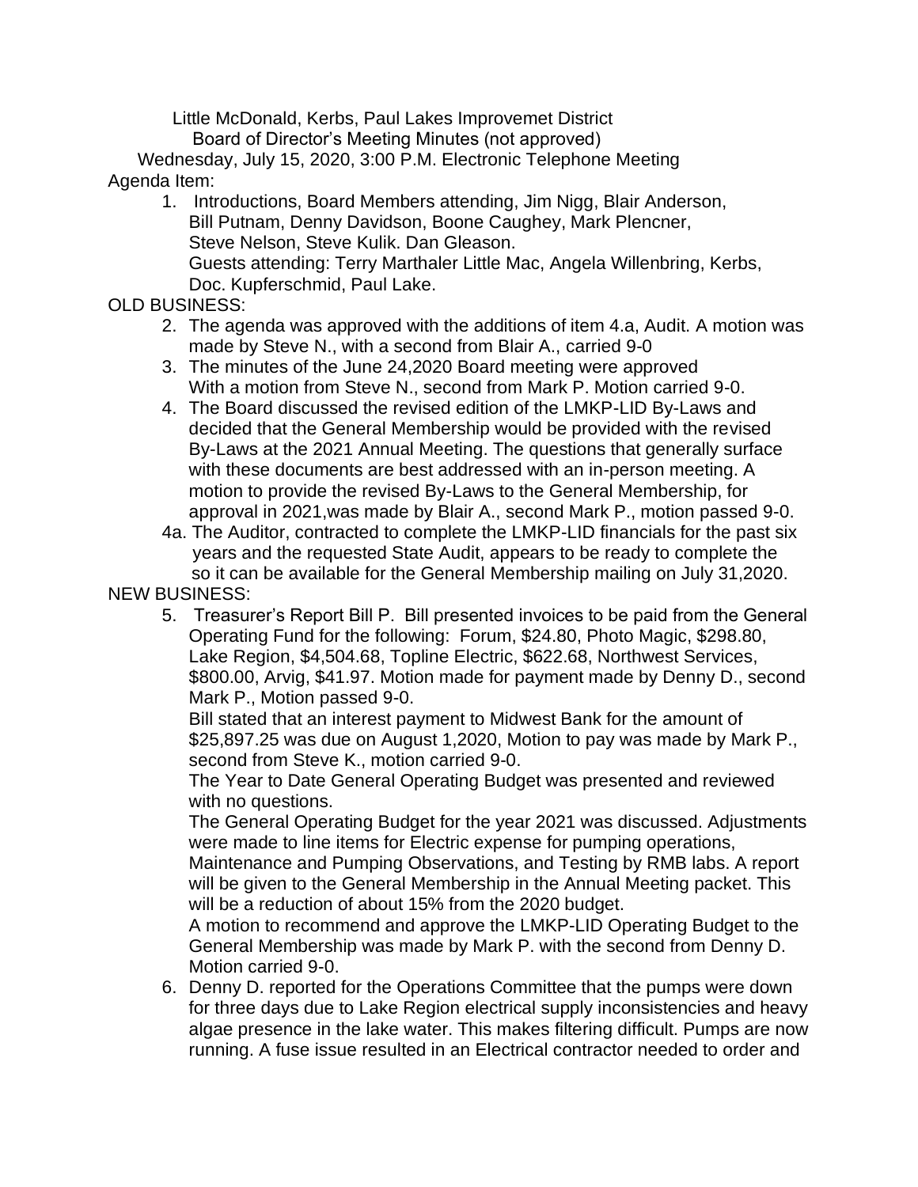Little McDonald, Kerbs, Paul Lakes Improvemet District
Board of Director's Meeting Minutes (not approved)
Wednesday, July 15, 2020, 3:00 P.M. Electronic Telephone Meeting

Agenda Item:

1. Introductions, Board Members attending, Jim Nigg, Blair Anderson, Bill Putnam, Denny Davidson, Boone Caughey, Mark Plencner, Steve Nelson, Steve Kulik. Dan Gleason.
   Guests attending: Terry Marthaler Little Mac, Angela Willenbring, Kerbs, Doc. Kupferschmid, Paul Lake.

OLD BUSINESS:

2. The agenda was approved with the additions of item 4.a, Audit. A motion was made by Steve N., with a second from Blair A., carried 9-0
3. The minutes of the June 24,2020 Board meeting were approved With a motion from Steve N., second from Mark P. Motion carried 9-0.
4. The Board discussed the revised edition of the LMKP-LID By-Laws and decided that the General Membership would be provided with the revised By-Laws at the 2021 Annual Meeting. The questions that generally surface with these documents are best addressed with an in-person meeting. A motion to provide the revised By-Laws to the General Membership, for approval in 2021,was made by Blair A., second Mark P., motion passed 9-0.

4a. The Auditor, contracted to complete the LMKP-LID financials for the past six years and the requested State Audit, appears to be ready to complete the so it can be available for the General Membership mailing on July 31,2020.

NEW BUSINESS:

5. Treasurer's Report Bill P. Bill presented invoices to be paid from the General Operating Fund for the following: Forum, $24.80, Photo Magic, $298.80, Lake Region, $4,504.68, Topline Electric, $622.68, Northwest Services, $800.00, Arvig, $41.97. Motion made for payment made by Denny D., second Mark P., Motion passed 9-0.

   Bill stated that an interest payment to Midwest Bank for the amount of $25,897.25 was due on August 1,2020, Motion to pay was made by Mark P., second from Steve K., motion carried 9-0.

   The Year to Date General Operating Budget was presented and reviewed with no questions.

   The General Operating Budget for the year 2021 was discussed. Adjustments were made to line items for Electric expense for pumping operations, Maintenance and Pumping Observations, and Testing by RMB labs. A report will be given to the General Membership in the Annual Meeting packet. This will be a reduction of about 15% from the 2020 budget.

   A motion to recommend and approve the LMKP-LID Operating Budget to the General Membership was made by Mark P. with the second from Denny D. Motion carried 9-0.

6. Denny D. reported for the Operations Committee that the pumps were down for three days due to Lake Region electrical supply inconsistencies and heavy algae presence in the lake water. This makes filtering difficult. Pumps are now running. A fuse issue resulted in an Electrical contractor needed to order and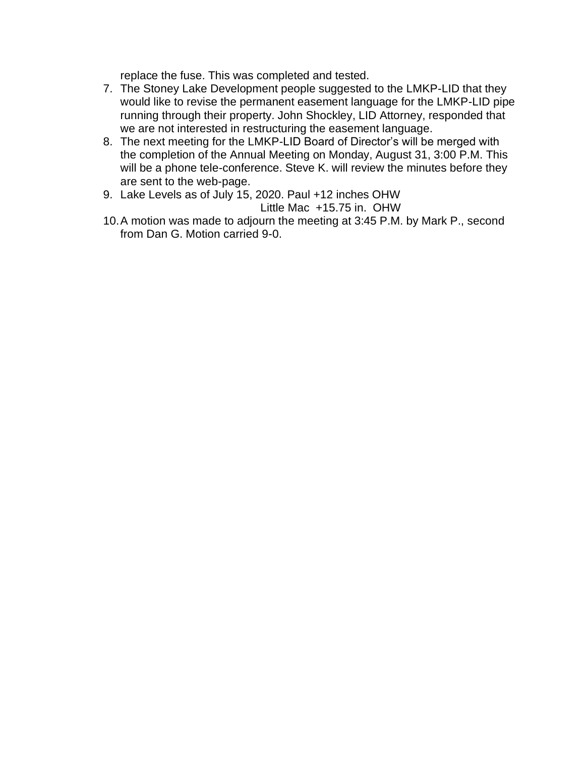replace the fuse. This was completed and tested.

7. The Stoney Lake Development people suggested to the LMKP-LID that they would like to revise the permanent easement language for the LMKP-LID pipe running through their property. John Shockley, LID Attorney, responded that we are not interested in restructuring the easement language.
8. The next meeting for the LMKP-LID Board of Director's will be merged with the completion of the Annual Meeting on Monday, August 31, 3:00 P.M. This will be a phone tele-conference. Steve K. will review the minutes before they are sent to the web-page.
9. Lake Levels as of July 15, 2020. Paul +12 inches OHW
   Little Mac +15.75 in. OHW
10. A motion was made to adjourn the meeting at 3:45 P.M. by Mark P., second from Dan G. Motion carried 9-0.